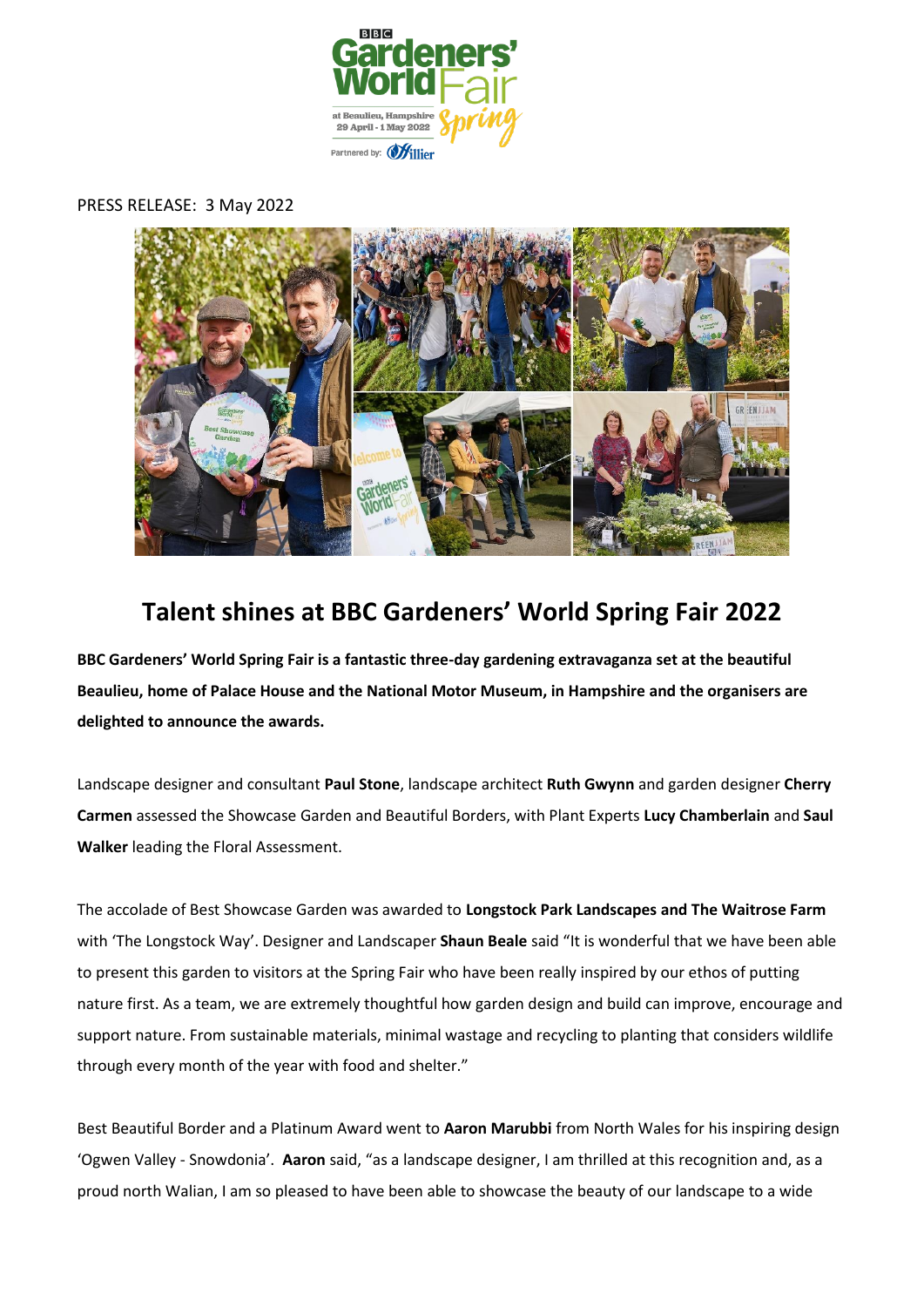PRESS RELEASE: 3 May 2022

# Talent shines at BBC Gardeners' World Spring Fair 2022

**BBC Gardeners' World Spring Fair is a fantastic three-day gardening extravaganza set at the beautiful Beaulieu, home of Palace House and the National Motor Museum, in Hampshire and the organisers are delighted to announce the awards.**

Landscape designer and consultant **Paul Stone**, landscape architect **Ruth Gwynn** and garden designer **Cherry Carmen** assessed the Showcase Garden and Beautiful Borders, with Plant Experts **Lucy Chamberlain** and **Saul Walker** leading the Floral Assessment.

The accolade of Best Showcase Garden was awarded to **Longstock Park Landscapes and The Waitrose Farm** with 'The Longstock Way'. Designer and Landscaper **Shaun Beale** said "It is wonderful that we have been able to present this garden to visitors at the Spring Fair who have been really inspired by our ethos of putting nature first. As a team, we are extremely thoughtful how garden design and build can improve, encourage and support nature. From sustainable materials, minimal wastage and recycling to planting that considers wildlife through every month of the year with food and shelter."

Best Beautiful Border and a Platinum Award went to **Aaron Marubbi** from North Wales for his inspiring design 'Ogwen Valley - Snowdonia'. **Aaron** said, "as a landscape designer, I am thrilled at this recognition and, as a proud north Walian, I am so pleased to have been able to showcase the beauty of our landscape to a wide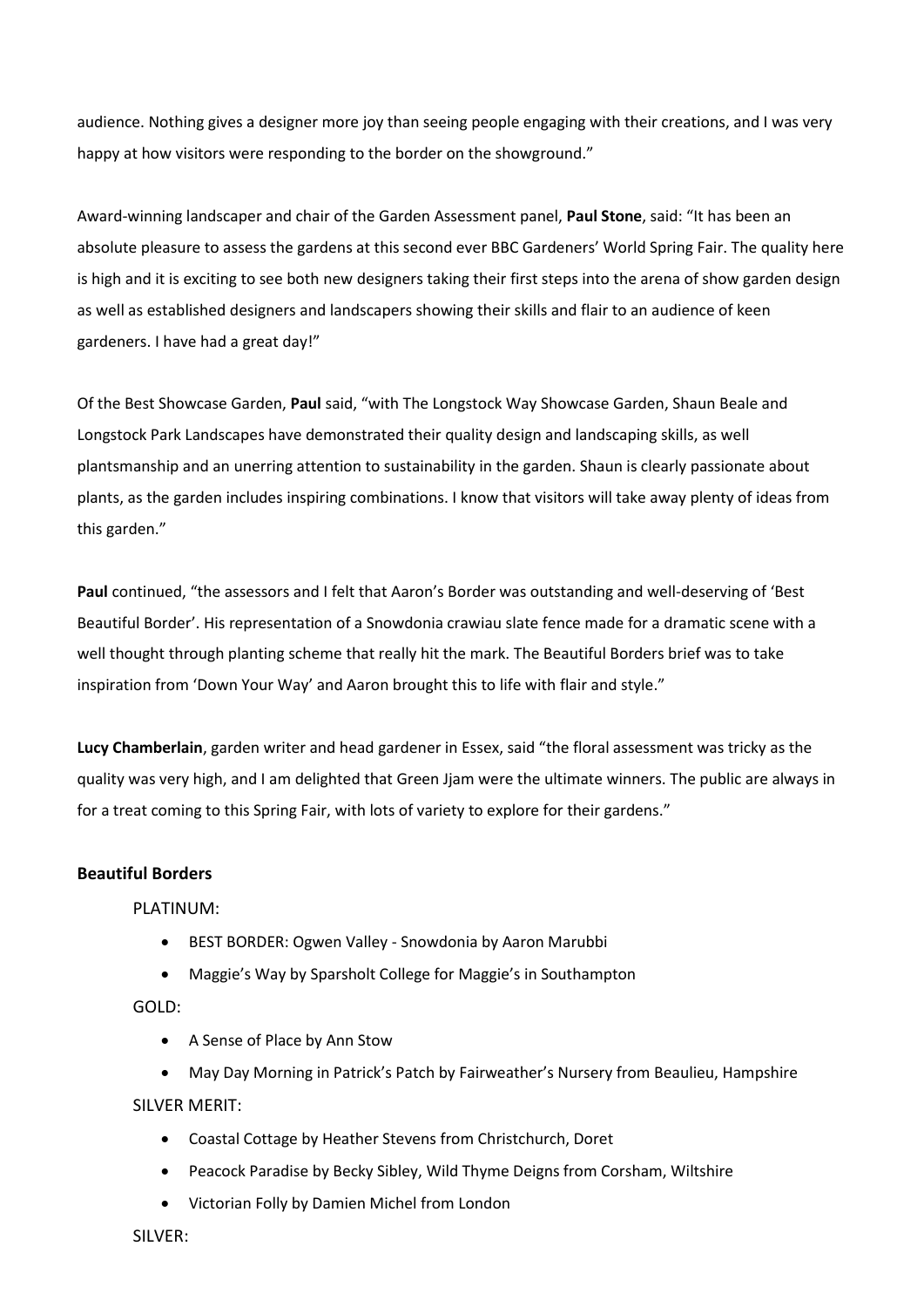audience. Nothing gives a designer more joy than seeing people engaging with their creations, and I was very happy at how visitors were responding to the border on the showground."

Award-winning landscaper and chair of the Garden Assessment panel, **Paul Stone**, said: "It has been an absolute pleasure to assess the gardens at this second ever BBC Gardeners' World Spring Fair. The quality here is high and it is exciting to see both new designers taking their first steps into the arena of show garden design as well as established designers and landscapers showing their skills and flair to an audience of keen gardeners. I have had a great day!"

Of the Best Showcase Garden, **Paul** said, "with The Longstock Way Showcase Garden, Shaun Beale and Longstock Park Landscapes have demonstrated their quality design and landscaping skills, as well plantsmanship and an unerring attention to sustainability in the garden. Shaun is clearly passionate about plants, as the garden includes inspiring combinations. I know that visitors will take away plenty of ideas from this garden."

**Paul** continued, "the assessors and I felt that Aaron's Border was outstanding and well-deserving of 'Best Beautiful Border'. His representation of a Snowdonia crawiau slate fence made for a dramatic scene with a well thought through planting scheme that really hit the mark. The Beautiful Borders brief was to take inspiration from 'Down Your Way' and Aaron brought this to life with flair and style."

**Lucy Chamberlain**, garden writer and head gardener in Essex, said "the floral assessment was tricky as the quality was very high, and I am delighted that Green Jjam were the ultimate winners. The public are always in for a treat coming to this Spring Fair, with lots of variety to explore for their gardens."

### Beautiful Borders

PLATINUM:

- BEST BORDER: Ogwen Valley - Snowdonia by Aaron Marubbi
- Maggie's Way by Sparsholt College for Maggie's in Southampton

GOLD:

- A Sense of Place by Ann Stow
- May Day Morning in Patrick's Patch by Fairweather's Nursery from Beaulieu, Hampshire

SILVER MERIT:

- Coastal Cottage by Heather Stevens from Christchurch, Doret
- Peacock Paradise by Becky Sibley, Wild Thyme Deigns from Corsham, Wiltshire
- Victorian Folly by Damien Michel from London

SILVER: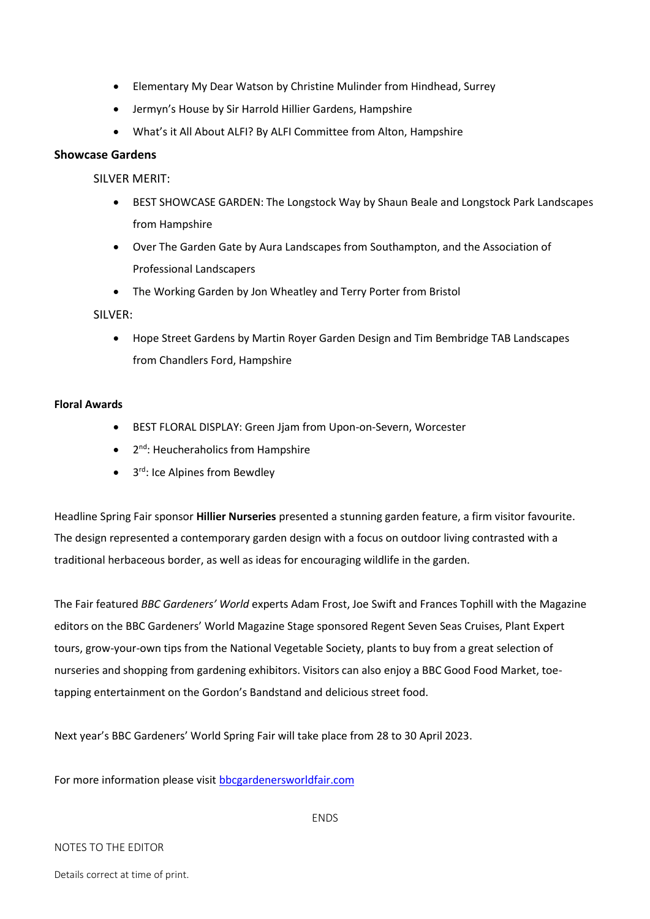- Elementary My Dear Watson by Christine Mulinder from Hindhead, Surrey
- Jermyn's House by Sir Harrold Hillier Gardens, Hampshire
- What's it All About ALFI? By ALFI Committee from Alton, Hampshire

**Showcase Gardens**

SILVER MERIT:

- BEST SHOWCASE GARDEN: The Longstock Way by Shaun Beale and Longstock Park Landscapes from Hampshire
- Over The Garden Gate by Aura Landscapes from Southampton, and the Association of Professional Landscapers
- The Working Garden by Jon Wheatley and Terry Porter from Bristol

SILVER:

- Hope Street Gardens by Martin Royer Garden Design and Tim Bembridge TAB Landscapes from Chandlers Ford, Hampshire

**Floral Awards**

- BEST FLORAL DISPLAY: Green Jjam from Upon-on-Severn, Worcester
- 2nd: Heucheraholics from Hampshire
- 3rd: Ice Alpines from Bewdley

Headline Spring Fair sponsor **Hillier Nurseries** presented a stunning garden feature, a firm visitor favourite. The design represented a contemporary garden design with a focus on outdoor living contrasted with a traditional herbaceous border, as well as ideas for encouraging wildlife in the garden.

The Fair featured *BBC Gardeners' World* experts Adam Frost, Joe Swift and Frances Tophill with the Magazine editors on the BBC Gardeners' World Magazine Stage sponsored Regent Seven Seas Cruises, Plant Expert tours, grow-your-own tips from the National Vegetable Society, plants to buy from a great selection of nurseries and shopping from gardening exhibitors. Visitors can also enjoy a BBC Good Food Market, toe-tapping entertainment on the Gordon's Bandstand and delicious street food.

Next year's BBC Gardeners' World Spring Fair will take place from 28 to 30 April 2023.

For more information please visit [bbcgardenersworldfair.com](bbcgardenersworldfair.com)

ENDS

NOTES TO THE EDITOR

Details correct at time of print.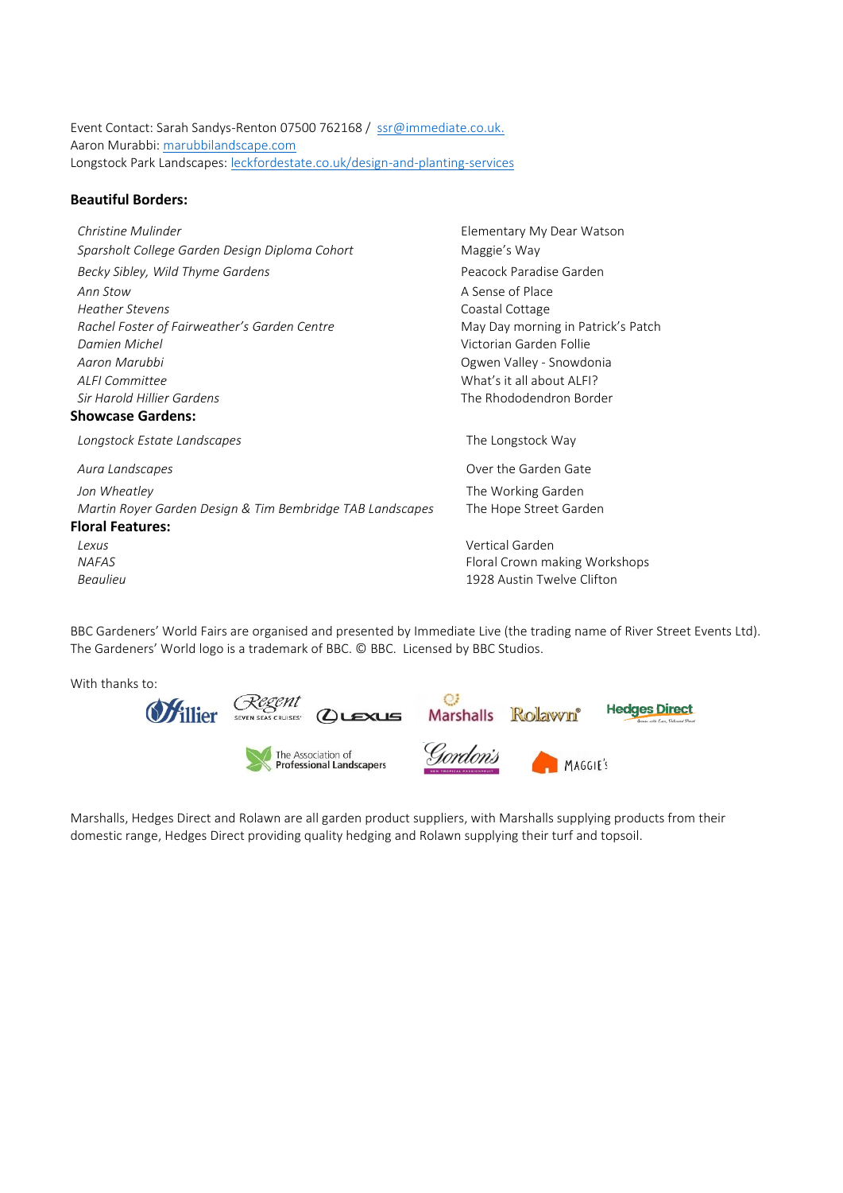Event Contact: Sarah Sandys-Renton 07500 762168 / [ssr@immediate.co.uk.](mailto:ssr@immediate.co.uk)
Aaron Murabbi: [marubbilandscape.com](http://marubbilandscape.com)
Longstock Park Landscapes: [leckfordestate.co.uk/design-and-planting-services](http://leckfordestate.co.uk/design-and-planting-services)

**Beautiful Borders:**

| | |
|---|---|
| *Christine Mulinder* | Elementary My Dear Watson |
| *Sparsholt College Garden Design Diploma Cohort* | Maggie's Way |
| *Becky Sibley, Wild Thyme Gardens* | Peacock Paradise Garden |
| *Ann Stow* | A Sense of Place |
| *Heather Stevens* | Coastal Cottage |
| *Rachel Foster of Fairweather's Garden Centre* | May Day morning in Patrick's Patch |
| *Damien Michel* | Victorian Garden Follie |
| *Aaron Marubbi* | Ogwen Valley - Snowdonia |
| *ALFI Committee* | What's it all about ALFI? |
| *Sir Harold Hillier Gardens* | The Rhododendron Border |

**Showcase Gardens:**

| | |
|---|---|
| *Longstock Estate Landscapes* | The Longstock Way |
| *Aura Landscapes* | Over the Garden Gate |
| *Jon Wheatley* | The Working Garden |
| *Martin Royer Garden Design & Tim Bembridge TAB Landscapes* | The Hope Street Garden |

**Floral Features:**

| | |
|---|---|
| *Lexus* | Vertical Garden |
| *NAFAS* | Floral Crown making Workshops |
| *Beaulieu* | 1928 Austin Twelve Clifton |

BBC Gardeners' World Fairs are organised and presented by Immediate Live (the trading name of River Street Events Ltd). The Gardeners' World logo is a trademark of BBC. © BBC. Licensed by BBC Studios.

With thanks to:

Hillier, Regent Seven Seas Cruises, Lexus, Marshalls, Rolawn, Hedges Direct, The Association of Professional Landscapers, Gordon's, Maggie's

Marshalls, Hedges Direct and Rolawn are all garden product suppliers, with Marshalls supplying products from their domestic range, Hedges Direct providing quality hedging and Rolawn supplying their turf and topsoil.